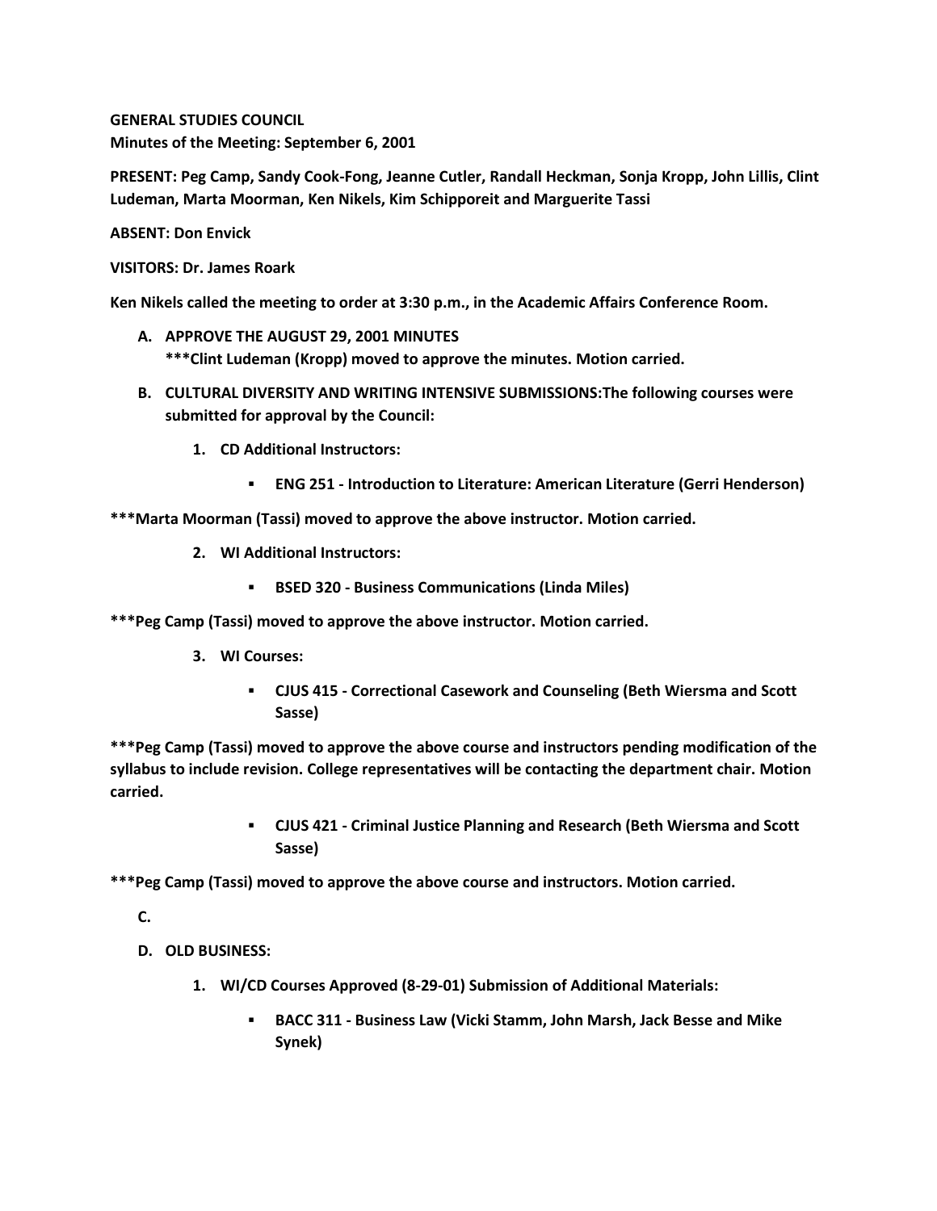**GENERAL STUDIES COUNCIL**
**Minutes of the Meeting: September 6, 2001**

**PRESENT: Peg Camp, Sandy Cook-Fong, Jeanne Cutler, Randall Heckman, Sonja Kropp, John Lillis, Clint Ludeman, Marta Moorman, Ken Nikels, Kim Schipporeit and Marguerite Tassi**

**ABSENT: Don Envick**

**VISITORS: Dr. James Roark**

**Ken Nikels called the meeting to order at 3:30 p.m., in the Academic Affairs Conference Room.**

A. **APPROVE THE AUGUST 29, 2001 MINUTES**
   **\*\*\*Clint Ludeman (Kropp) moved to approve the minutes. Motion carried.**

B. **CULTURAL DIVERSITY AND WRITING INTENSIVE SUBMISSIONS:The following courses were submitted for approval by the Council:**

   1. **CD Additional Instructors:**
      - **ENG 251 - Introduction to Literature: American Literature (Gerri Henderson)**

**\*\*\*Marta Moorman (Tassi) moved to approve the above instructor. Motion carried.**

   2. **WI Additional Instructors:**
      - **BSED 320 - Business Communications (Linda Miles)**

**\*\*\*Peg Camp (Tassi) moved to approve the above instructor. Motion carried.**

   3. **WI Courses:**
      - **CJUS 415 - Correctional Casework and Counseling (Beth Wiersma and Scott Sasse)**

**\*\*\*Peg Camp (Tassi) moved to approve the above course and instructors pending modification of the syllabus to include revision. College representatives will be contacting the department chair. Motion carried.**

      - **CJUS 421 - Criminal Justice Planning and Research (Beth Wiersma and Scott Sasse)**

**\*\*\*Peg Camp (Tassi) moved to approve the above course and instructors. Motion carried.**

C.

D. **OLD BUSINESS:**

   1. **WI/CD Courses Approved (8-29-01) Submission of Additional Materials:**
      - **BACC 311 - Business Law (Vicki Stamm, John Marsh, Jack Besse and Mike Synek)**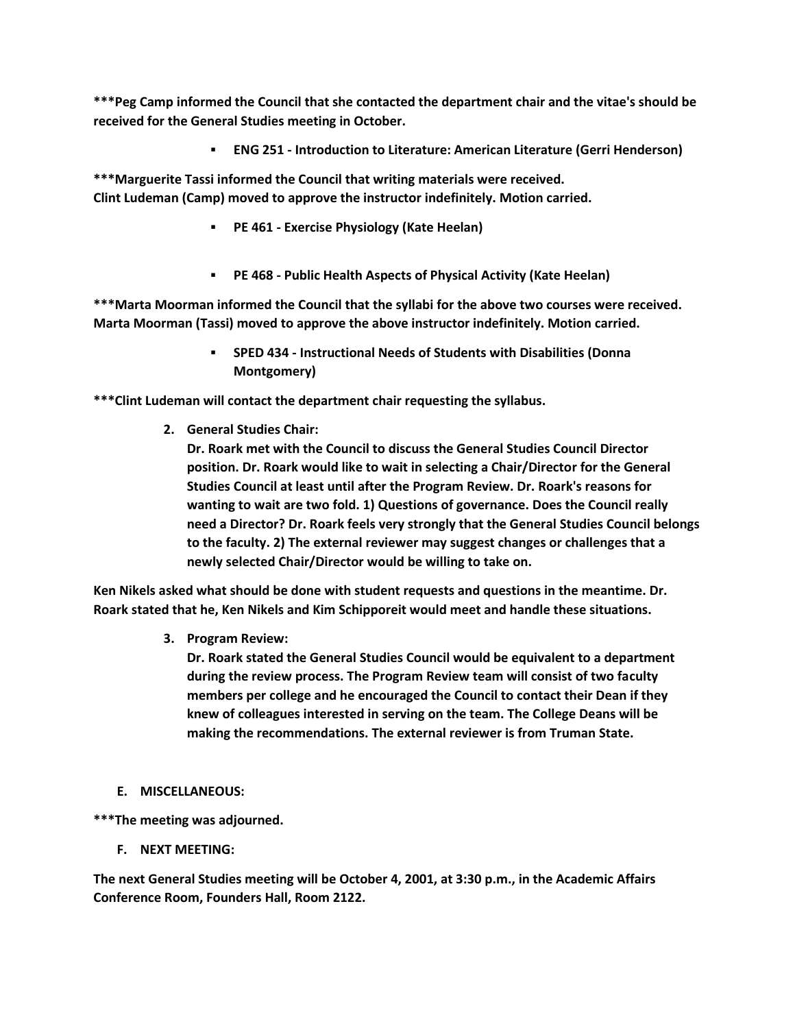**\*\*\*Peg Camp informed the Council that she contacted the department chair and the vitae's should be received for the General Studies meeting in October.**

- **ENG 251 - Introduction to Literature: American Literature (Gerri Henderson)**

**\*\*\*Marguerite Tassi informed the Council that writing materials were received.**
**Clint Ludeman (Camp) moved to approve the instructor indefinitely. Motion carried.**

- **PE 461 - Exercise Physiology (Kate Heelan)**

- **PE 468 - Public Health Aspects of Physical Activity (Kate Heelan)**

**\*\*\*Marta Moorman informed the Council that the syllabi for the above two courses were received. Marta Moorman (Tassi) moved to approve the above instructor indefinitely. Motion carried.**

- **SPED 434 - Instructional Needs of Students with Disabilities (Donna Montgomery)**

**\*\*\*Clint Ludeman will contact the department chair requesting the syllabus.**

2. **General Studies Chair:**
   **Dr. Roark met with the Council to discuss the General Studies Council Director position. Dr. Roark would like to wait in selecting a Chair/Director for the General Studies Council at least until after the Program Review. Dr. Roark's reasons for wanting to wait are two fold. 1) Questions of governance. Does the Council really need a Director? Dr. Roark feels very strongly that the General Studies Council belongs to the faculty. 2) The external reviewer may suggest changes or challenges that a newly selected Chair/Director would be willing to take on.**

**Ken Nikels asked what should be done with student requests and questions in the meantime. Dr. Roark stated that he, Ken Nikels and Kim Schipporeit would meet and handle these situations.**

3. **Program Review:**
   **Dr. Roark stated the General Studies Council would be equivalent to a department during the review process. The Program Review team will consist of two faculty members per college and he encouraged the Council to contact their Dean if they knew of colleagues interested in serving on the team. The College Deans will be making the recommendations. The external reviewer is from Truman State.**

**E. MISCELLANEOUS:**

**\*\*\*The meeting was adjourned.**

**F. NEXT MEETING:**

**The next General Studies meeting will be October 4, 2001, at 3:30 p.m., in the Academic Affairs Conference Room, Founders Hall, Room 2122.**